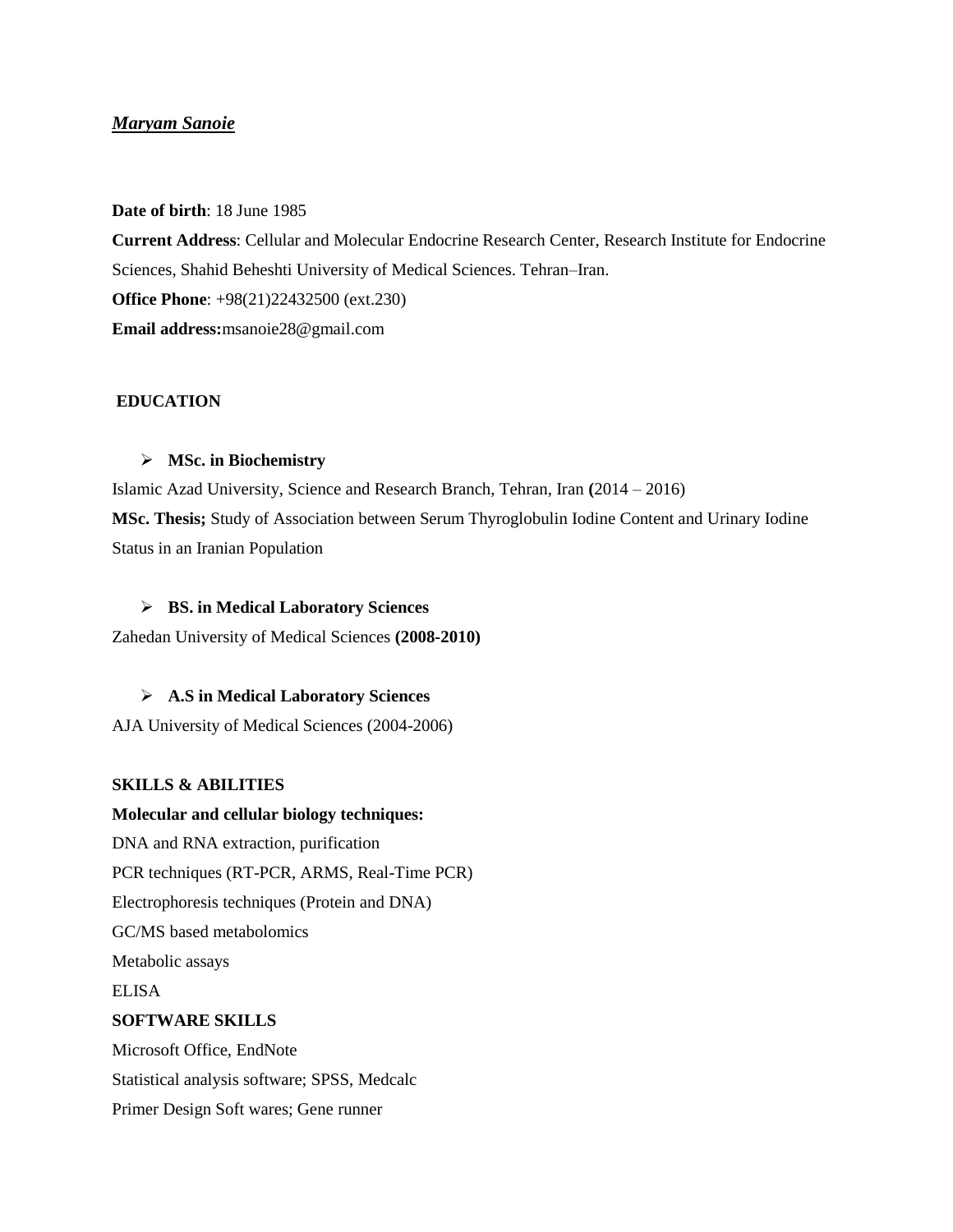***Maryam Sanoie***

**Date of birth**: 18 June 1985
**Current Address**: Cellular and Molecular Endocrine Research Center, Research Institute for Endocrine Sciences, Shahid Beheshti University of Medical Sciences. Tehran–Iran.
**Office Phone**: +98(21)22432500 (ext.230)
**Email address:**msanoie28@gmail.com

## EDUCATION

- **MSc. in Biochemistry**

Islamic Azad University, Science and Research Branch, Tehran, Iran **(**2014 – 2016)
**MSc. Thesis;** Study of Association between Serum Thyroglobulin Iodine Content and Urinary Iodine Status in an Iranian Population

- **BS. in Medical Laboratory Sciences**

Zahedan University of Medical Sciences **(2008-2010)**

- **A.S in Medical Laboratory Sciences**

AJA University of Medical Sciences (2004-2006)

## SKILLS & ABILITIES

**Molecular and cellular biology techniques:**

DNA and RNA extraction, purification
PCR techniques (RT-PCR, ARMS, Real-Time PCR)
Electrophoresis techniques (Protein and DNA)
GC/MS based metabolomics
Metabolic assays
ELISA

## SOFTWARE SKILLS

Microsoft Office, EndNote
Statistical analysis software; SPSS, Medcalc
Primer Design Soft wares; Gene runner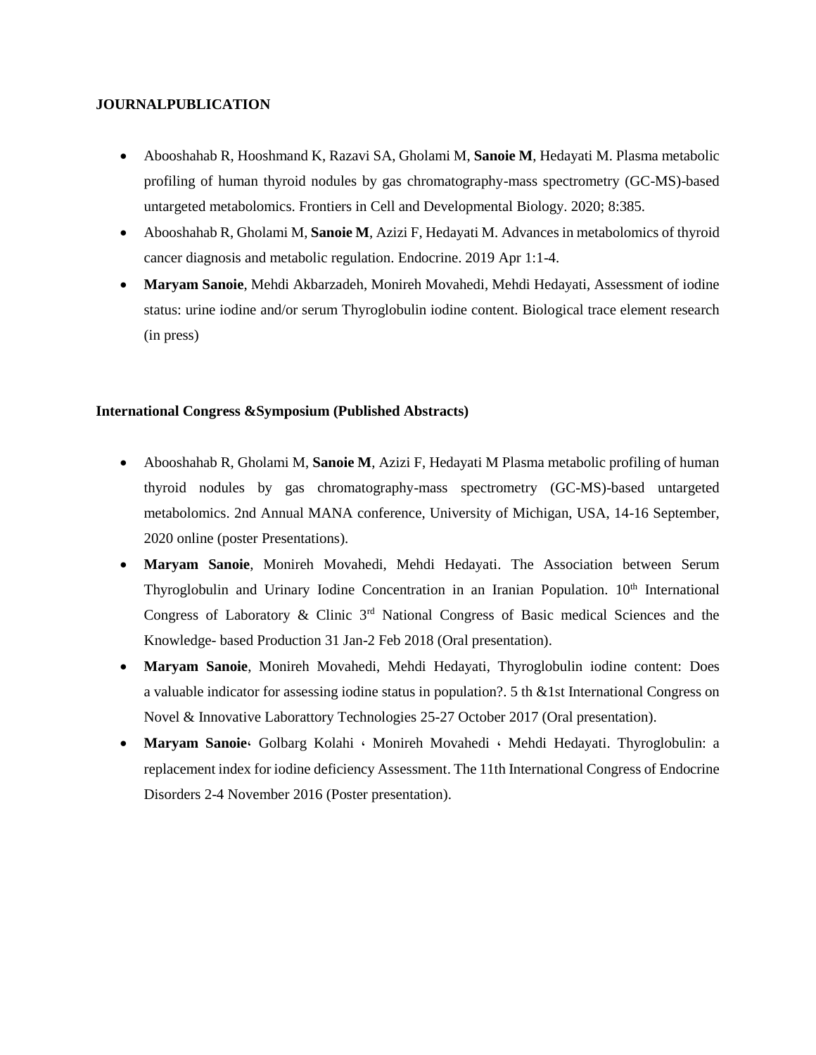**JOURNALPUBLICATION**

- Abooshahab R, Hooshmand K, Razavi SA, Gholami M, **Sanoie M**, Hedayati M. Plasma metabolic profiling of human thyroid nodules by gas chromatography-mass spectrometry (GC-MS)-based untargeted metabolomics. Frontiers in Cell and Developmental Biology. 2020; 8:385.
- Abooshahab R, Gholami M, **Sanoie M**, Azizi F, Hedayati M. Advances in metabolomics of thyroid cancer diagnosis and metabolic regulation. Endocrine. 2019 Apr 1:1-4.
- **Maryam Sanoie**, Mehdi Akbarzadeh, Monireh Movahedi, Mehdi Hedayati, Assessment of iodine status: urine iodine and/or serum Thyroglobulin iodine content. Biological trace element research (in press)

**International Congress &Symposium (Published Abstracts)**

- Abooshahab R, Gholami M, **Sanoie M**, Azizi F, Hedayati M Plasma metabolic profiling of human thyroid nodules by gas chromatography-mass spectrometry (GC-MS)-based untargeted metabolomics. 2nd Annual MANA conference, University of Michigan, USA, 14-16 September, 2020 online (poster Presentations).
- **Maryam Sanoie**, Monireh Movahedi, Mehdi Hedayati. The Association between Serum Thyroglobulin and Urinary Iodine Concentration in an Iranian Population. 10th International Congress of Laboratory & Clinic 3rd National Congress of Basic medical Sciences and the Knowledge- based Production 31 Jan-2 Feb 2018 (Oral presentation).
- **Maryam Sanoie**, Monireh Movahedi, Mehdi Hedayati, Thyroglobulin iodine content: Does a valuable indicator for assessing iodine status in population?. 5 th &1st International Congress on Novel & Innovative Laborattory Technologies 25-27 October 2017 (Oral presentation).
- **Maryam Sanoie**، Golbarg Kolahi ، Monireh Movahedi ، Mehdi Hedayati. Thyroglobulin: a replacement index for iodine deficiency Assessment. The 11th International Congress of Endocrine Disorders 2-4 November 2016 (Poster presentation).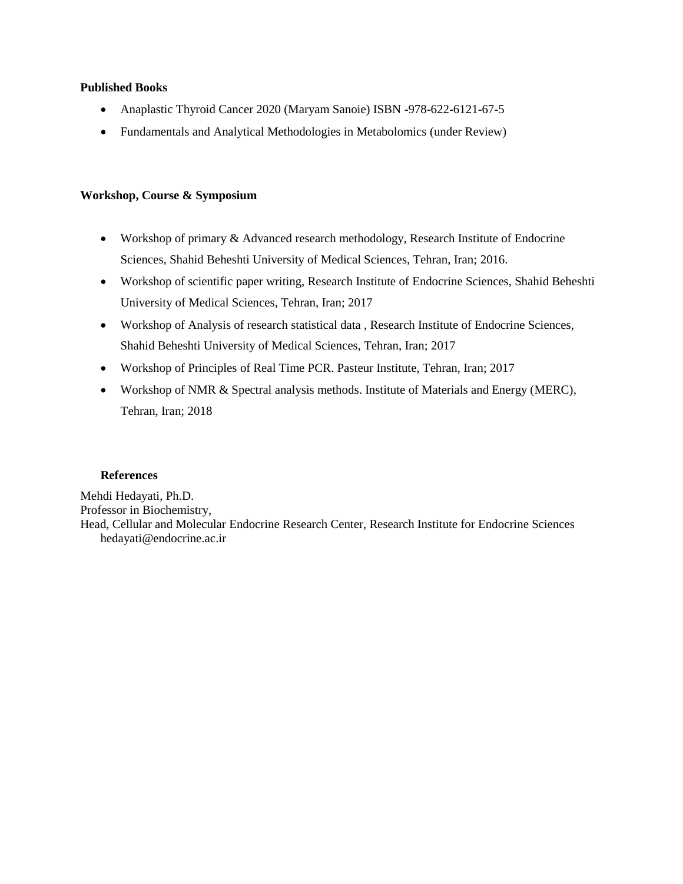**Published Books**

- Anaplastic Thyroid Cancer 2020 (Maryam Sanoie) ISBN -978-622-6121-67-5
- Fundamentals and Analytical Methodologies in Metabolomics (under Review)

**Workshop, Course & Symposium**

- Workshop of primary & Advanced research methodology, Research Institute of Endocrine Sciences, Shahid Beheshti University of Medical Sciences, Tehran, Iran; 2016.
- Workshop of scientific paper writing, Research Institute of Endocrine Sciences, Shahid Beheshti University of Medical Sciences, Tehran, Iran; 2017
- Workshop of Analysis of research statistical data , Research Institute of Endocrine Sciences, Shahid Beheshti University of Medical Sciences, Tehran, Iran; 2017
- Workshop of Principles of Real Time PCR. Pasteur Institute, Tehran, Iran; 2017
- Workshop of NMR & Spectral analysis methods. Institute of Materials and Energy (MERC), Tehran, Iran; 2018

**References**

Mehdi Hedayati, Ph.D.
Professor in Biochemistry,
Head, Cellular and Molecular Endocrine Research Center, Research Institute for Endocrine Sciences
hedayati@endocrine.ac.ir